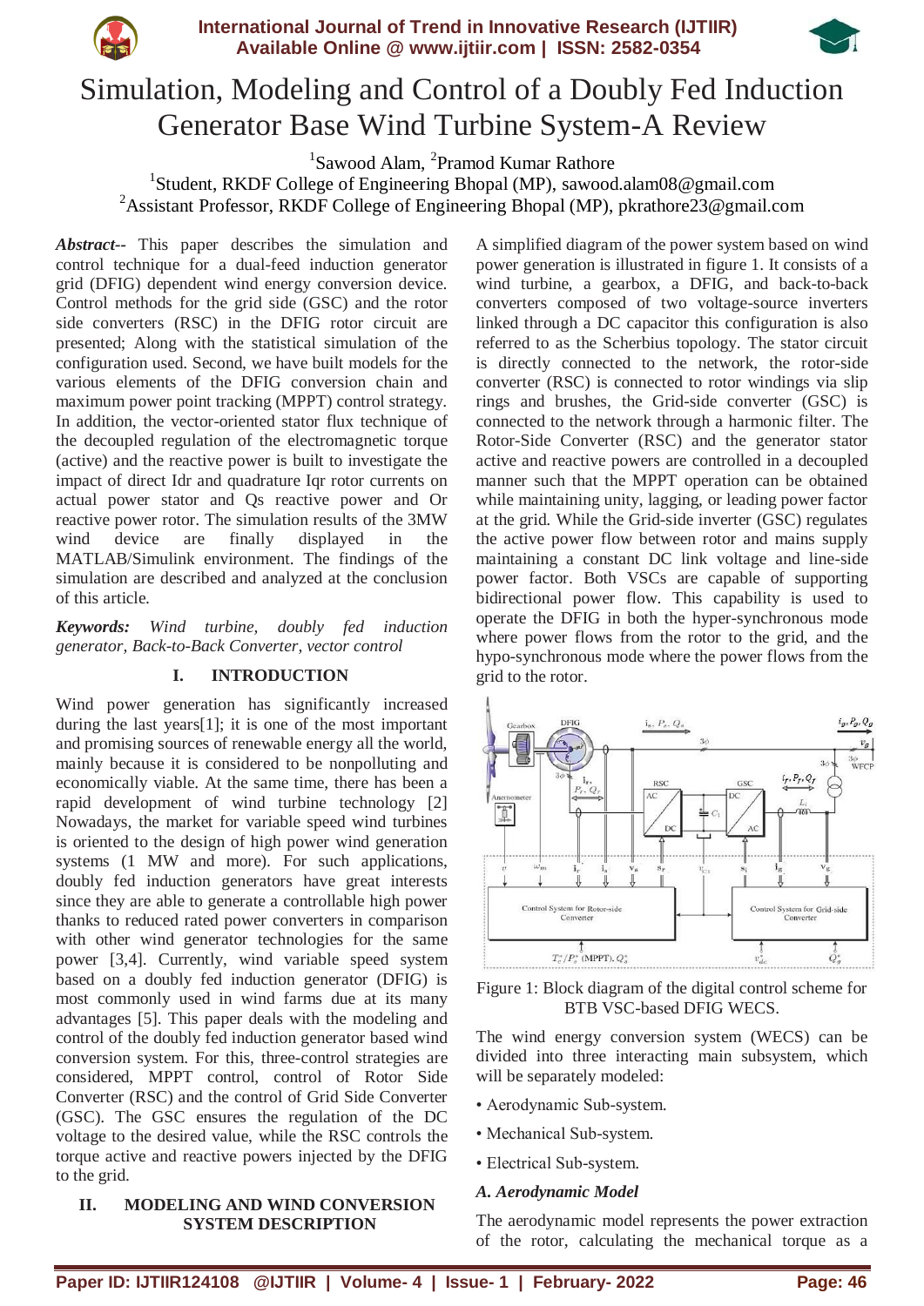# Simulation, Modeling and Control of a Doubly Fed Induction Generator Base Wind Turbine System-A Review

[1]Sawood Alam, [2]Pramod Kumar Rathore

[1]Student, RKDF College of Engineering Bhopal (MP), sawood.alam08@gmail.com
[2]Assistant Professor, RKDF College of Engineering Bhopal (MP), pkrathore23@gmail.com

***Abstract--*** This paper describes the simulation and control technique for a dual-feed induction generator grid (DFIG) dependent wind energy conversion device. Control methods for the grid side (GSC) and the rotor side converters (RSC) in the DFIG rotor circuit are presented; Along with the statistical simulation of the configuration used. Second, we have built models for the various elements of the DFIG conversion chain and maximum power point tracking (MPPT) control strategy. In addition, the vector-oriented stator flux technique of the decoupled regulation of the electromagnetic torque (active) and the reactive power is built to investigate the impact of direct Idr and quadrature Iqr rotor currents on actual power stator and Qs reactive power and Or reactive power rotor. The simulation results of the 3MW wind device are finally displayed in the MATLAB/Simulink environment. The findings of the simulation are described and analyzed at the conclusion of this article.

***Keywords:*** *Wind turbine, doubly fed induction generator, Back-to-Back Converter, vector control*

## I. INTRODUCTION

Wind power generation has significantly increased during the last years[1]; it is one of the most important and promising sources of renewable energy all the world, mainly because it is considered to be nonpolluting and economically viable. At the same time, there has been a rapid development of wind turbine technology [2] Nowadays, the market for variable speed wind turbines is oriented to the design of high power wind generation systems (1 MW and more). For such applications, doubly fed induction generators have great interests since they are able to generate a controllable high power thanks to reduced rated power converters in comparison with other wind generator technologies for the same power [3,4]. Currently, wind variable speed system based on a doubly fed induction generator (DFIG) is most commonly used in wind farms due at its many advantages [5]. This paper deals with the modeling and control of the doubly fed induction generator based wind conversion system. For this, three-control strategies are considered, MPPT control, control of Rotor Side Converter (RSC) and the control of Grid Side Converter (GSC). The GSC ensures the regulation of the DC voltage to the desired value, while the RSC controls the torque active and reactive powers injected by the DFIG to the grid.

## II. MODELING AND WIND CONVERSION SYSTEM DESCRIPTION

A simplified diagram of the power system based on wind power generation is illustrated in figure 1. It consists of a wind turbine, a gearbox, a DFIG, and back-to-back converters composed of two voltage-source inverters linked through a DC capacitor this configuration is also referred to as the Scherbius topology. The stator circuit is directly connected to the network, the rotor-side converter (RSC) is connected to rotor windings via slip rings and brushes, the Grid-side converter (GSC) is connected to the network through a harmonic filter. The Rotor-Side Converter (RSC) and the generator stator active and reactive powers are controlled in a decoupled manner such that the MPPT operation can be obtained while maintaining unity, lagging, or leading power factor at the grid. While the Grid-side inverter (GSC) regulates the active power flow between rotor and mains supply maintaining a constant DC link voltage and line-side power factor. Both VSCs are capable of supporting bidirectional power flow. This capability is used to operate the DFIG in both the hyper-synchronous mode where power flows from the rotor to the grid, and the hypo-synchronous mode where the power flows from the grid to the rotor.

Gearbox
DFIG
Anemometer
$i_s, P_s, Q_s$
$i_g, P_g, Q_g$
$v_g$
WFCP
$i_r, P_r, Q_r$
RSC
GSC
AC
DC
$C_1$
$L_f$
$v$
$\omega_m$
$i_r$
$i_s$
$v_s$
$S_r$
$V_{C1}$
$S_l$
$i_g$
$v_g$
Control System for Rotor-side Converter
Control System for Grid-side Converter
$T_e^*/P_s^*$ (MPPT), $Q_s^*$
$v_{dc}^*$
$Q_g^*$

Figure 1: Block diagram of the digital control scheme for BTB VSC-based DFIG WECS.

The wind energy conversion system (WECS) can be divided into three interacting main subsystem, which will be separately modeled:

- Aerodynamic Sub-system.
- Mechanical Sub-system.
- Electrical Sub-system.

### *A. Aerodynamic Model*

The aerodynamic model represents the power extraction of the rotor, calculating the mechanical torque as a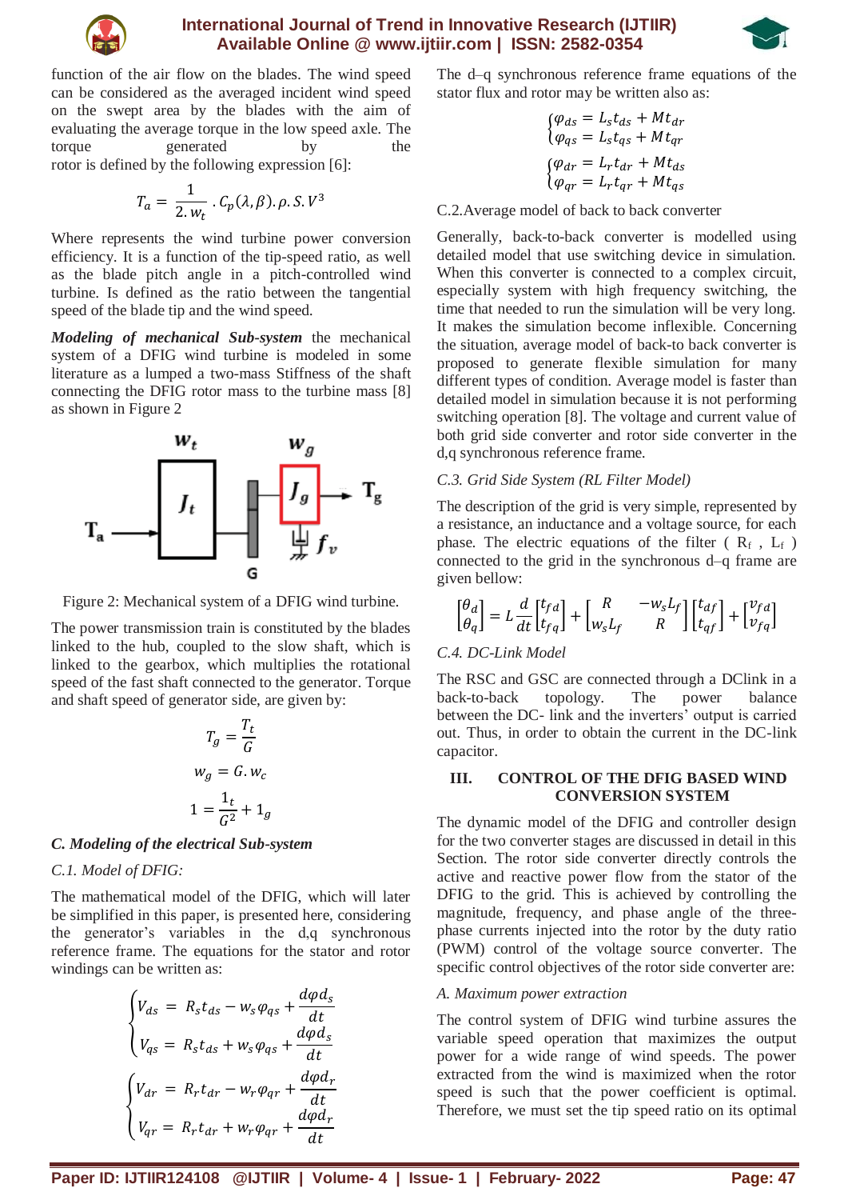function of the air flow on the blades. The wind speed can be considered as the averaged incident wind speed on the swept area by the blades with the aim of evaluating the average torque in the low speed axle. The torque generated by the rotor is defined by the following expression [6]:

$$T_a = \frac{1}{2.w_t}.C_p(\lambda,\beta).\rho.S.V^3$$

Where represents the wind turbine power conversion efficiency. It is a function of the tip-speed ratio, as well as the blade pitch angle in a pitch-controlled wind turbine. Is defined as the ratio between the tangential speed of the blade tip and the wind speed.

***Modeling of mechanical Sub-system*** the mechanical system of a DFIG wind turbine is modeled in some literature as a lumped a two-mass Stiffness of the shaft connecting the DFIG rotor mass to the turbine mass [8] as shown in Figure 2

Figure 2: Mechanical system of a DFIG wind turbine.

The power transmission train is constituted by the blades linked to the hub, coupled to the slow shaft, which is linked to the gearbox, which multiplies the rotational speed of the fast shaft connected to the generator. Torque and shaft speed of generator side, are given by:

$$T_g = \frac{T_t}{G}$$

$$w_g = G.w_c$$

$$1 = \frac{1_t}{G^2} + 1_g$$

***C. Modeling of the electrical Sub-system***

*C.1. Model of DFIG:*

The mathematical model of the DFIG, which will later be simplified in this paper, is presented here, considering the generator's variables in the d,q synchronous reference frame. The equations for the stator and rotor windings can be written as:

$$\begin{cases} V_{ds} = R_s t_{ds} - w_s\varphi_{qs} + \dfrac{d\varphi d_s}{dt} \\ V_{qs} = R_s t_{ds} + w_s\varphi_{qs} + \dfrac{d\varphi d_s}{dt} \end{cases}$$

$$\begin{cases} V_{dr} = R_r t_{dr} - w_r\varphi_{qr} + \dfrac{d\varphi d_r}{dt} \\ V_{qr} = R_r t_{dr} + w_r\varphi_{qr} + \dfrac{d\varphi d_r}{dt} \end{cases}$$

The d–q synchronous reference frame equations of the stator flux and rotor may be written also as:

$$\begin{cases} \varphi_{ds} = L_s t_{ds} + M t_{dr} \\ \varphi_{qs} = L_s t_{qs} + M t_{qr} \end{cases}$$

$$\begin{cases} \varphi_{dr} = L_r t_{dr} + M t_{ds} \\ \varphi_{qr} = L_r t_{qr} + M t_{qs} \end{cases}$$

C.2.Average model of back to back converter

Generally, back-to-back converter is modelled using detailed model that use switching device in simulation. When this converter is connected to a complex circuit, especially system with high frequency switching, the time that needed to run the simulation will be very long. It makes the simulation become inflexible. Concerning the situation, average model of back-to back converter is proposed to generate flexible simulation for many different types of condition. Average model is faster than detailed model in simulation because it is not performing switching operation [8]. The voltage and current value of both grid side converter and rotor side converter in the d,q synchronous reference frame.

*C.3. Grid Side System (RL Filter Model)*

The description of the grid is very simple, represented by a resistance, an inductance and a voltage source, for each phase. The electric equations of the filter ( $R_f$ , $L_f$ ) connected to the grid in the synchronous d–q frame are given bellow:

$$\begin{bmatrix} \theta_d \\ \theta_q \end{bmatrix} = L\frac{d}{dt}\begin{bmatrix} t_{fd} \\ t_{fq} \end{bmatrix} + \begin{bmatrix} R & -w_s L_f \\ w_s L_f & R \end{bmatrix}\begin{bmatrix} t_{df} \\ t_{qf} \end{bmatrix} + \begin{bmatrix} v_{fd} \\ v_{fq} \end{bmatrix}$$

*C.4. DC-Link Model*

The RSC and GSC are connected through a DClink in a back-to-back topology. The power balance between the DC- link and the inverters' output is carried out. Thus, in order to obtain the current in the DC-link capacitor.

## III. CONTROL OF THE DFIG BASED WIND CONVERSION SYSTEM

The dynamic model of the DFIG and controller design for the two converter stages are discussed in detail in this Section. The rotor side converter directly controls the active and reactive power flow from the stator of the DFIG to the grid. This is achieved by controlling the magnitude, frequency, and phase angle of the three-phase currents injected into the rotor by the duty ratio (PWM) control of the voltage source converter. The specific control objectives of the rotor side converter are:

*A. Maximum power extraction*

The control system of DFIG wind turbine assures the variable speed operation that maximizes the output power for a wide range of wind speeds. The power extracted from the wind is maximized when the rotor speed is such that the power coefficient is optimal. Therefore, we must set the tip speed ratio on its optimal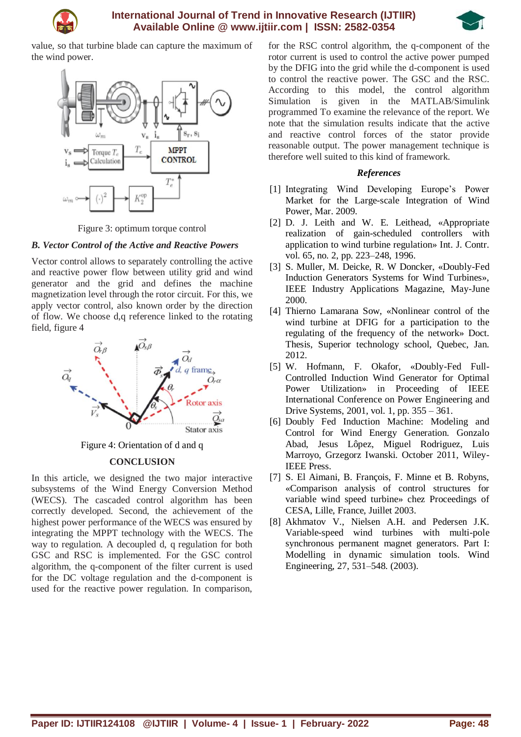value, so that turbine blade can capture the maximum of the wind power.

$\omega_m$

$V_s$ $i_s$

$S_r, S_i$

$V_s$ $i_s$ Torque $T_e$ Calculation

$T_e$

MPPT CONTROL

$T_e^*$

$\omega_m$ $(\cdot)^2$ $K_2^{op}$

Figure 3: optimum torque control

### *B. Vector Control of the Active and Reactive Powers*

Vector control allows to separately controlling the active and reactive power flow between utility grid and wind generator and the grid and defines the machine magnetization level through the rotor circuit. For this, we apply vector control, also known order by the direction of flow. We choose d,q reference linked to the rotating field, figure 4

$\vec{O}_{r\beta}$ $\vec{O}_{s\beta}$ $\vec{O}_d$ $\vec{\Phi}_s$ d, q frame $\vec{O}_q$ $O_{r\alpha}$ $\theta_r$ Rotor axis $\vec{V}_s$ $\theta_s$ $\vec{O}_{s\alpha}$ 0 Stator axis

Figure 4: Orientation of d and q

## CONCLUSION

In this article, we designed the two major interactive subsystems of the Wind Energy Conversion Method (WECS). The cascaded control algorithm has been correctly developed. Second, the achievement of the highest power performance of the WECS was ensured by integrating the MPPT technology with the WECS. The way to regulation. A decoupled d, q regulation for both GSC and RSC is implemented. For the GSC control algorithm, the q-component of the filter current is used for the DC voltage regulation and the d-component is used for the reactive power regulation. In comparison, for the RSC control algorithm, the q-component of the rotor current is used to control the active power pumped by the DFIG into the grid while the d-component is used to control the reactive power. The GSC and the RSC. According to this model, the control algorithm Simulation is given in the MATLAB/Simulink programmed To examine the relevance of the report. We note that the simulation results indicate that the active and reactive control forces of the stator provide reasonable output. The power management technique is therefore well suited to this kind of framework.

### *References*

[1] Integrating Wind Developing Europe's Power Market for the Large-scale Integration of Wind Power, Mar. 2009.

[2] D. J. Leith and W. E. Leithead, «Appropriate realization of gain-scheduled controllers with application to wind turbine regulation» Int. J. Contr. vol. 65, no. 2, pp. 223–248, 1996.

[3] S. Muller, M. Deicke, R. W Doncker, «Doubly-Fed Induction Generators Systems for Wind Turbines», IEEE Industry Applications Magazine, May-June 2000.

[4] Thierno Lamarana Sow, «Nonlinear control of the wind turbine at DFIG for a participation to the regulating of the frequency of the network» Doct. Thesis, Superior technology school, Quebec, Jan. 2012.

[5] W. Hofmann, F. Okafor, «Doubly-Fed Full-Controlled Induction Wind Generator for Optimal Power Utilization» in Proceeding of IEEE International Conference on Power Engineering and Drive Systems, 2001, vol. 1, pp. 355 – 361.

[6] Doubly Fed Induction Machine: Modeling and Control for Wind Energy Generation. Gonzalo Abad, Jesus Lôpez, Miguel Rodriguez, Luis Marroyo, Grzegorz Iwanski. October 2011, Wiley-IEEE Press.

[7] S. El Aimani, B. François, F. Minne et B. Robyns, «Comparison analysis of control structures for variable wind speed turbine» chez Proceedings of CESA, Lille, France, Juillet 2003.

[8] Akhmatov V., Nielsen A.H. and Pedersen J.K. Variable-speed wind turbines with multi-pole synchronous permanent magnet generators. Part I: Modelling in dynamic simulation tools. Wind Engineering, 27, 531–548. (2003).